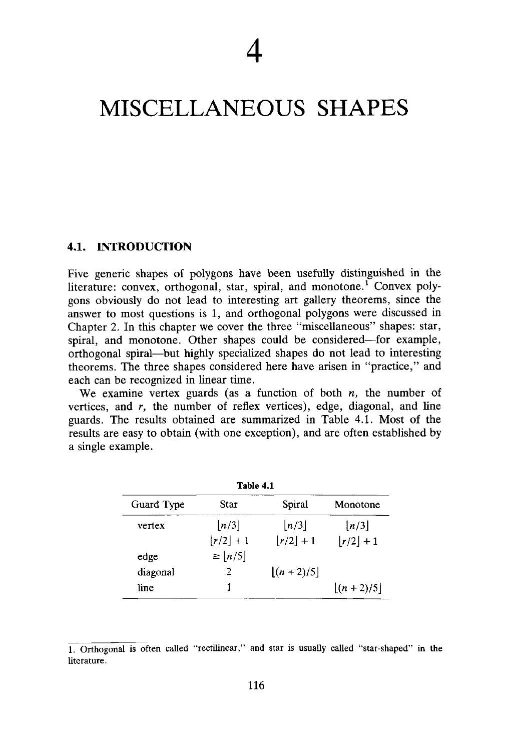# 4

# MISCELLANEOUS SHAPES

## 4.1. INTRODUCTION

Five generic shapes of polygons have been usefully distinguished in the literature: convex, orthogonal, star, spiral, and monotone.[1] Convex polygons obviously do not lead to interesting art gallery theorems, since the answer to most questions is 1, and orthogonal polygons were discussed in Chapter 2. In this chapter we cover the three "miscellaneous" shapes: star, spiral, and monotone. Other shapes could be considered—for example, orthogonal spiral—but highly specialized shapes do not lead to interesting theorems. The three shapes considered here have arisen in "practice," and each can be recognized in linear time.

We examine vertex guards (as a function of both $n$, the number of vertices, and $r$, the number of reflex vertices), edge, diagonal, and line guards. The results obtained are summarized in Table 4.1. Most of the results are easy to obtain (with one exception), and are often established by a single example.

**Table 4.1**

| Guard Type | Star | Spiral | Monotone |
|---|---|---|---|
| vertex | $\lfloor n/3 \rfloor$ | $\lfloor n/3 \rfloor$ | $\lfloor n/3 \rfloor$ |
| | $\lfloor r/2 \rfloor + 1$ | $\lfloor r/2 \rfloor + 1$ | $\lfloor r/2 \rfloor + 1$ |
| edge | $\geq \lfloor n/5 \rfloor$ | | |
| diagonal | 2 | $\lfloor (n+2)/5 \rfloor$ | |
| line | 1 | | $\lfloor (n+2)/5 \rfloor$ |

---

1. Orthogonal is often called "rectilinear," and star is usually called "star-shaped" in the literature.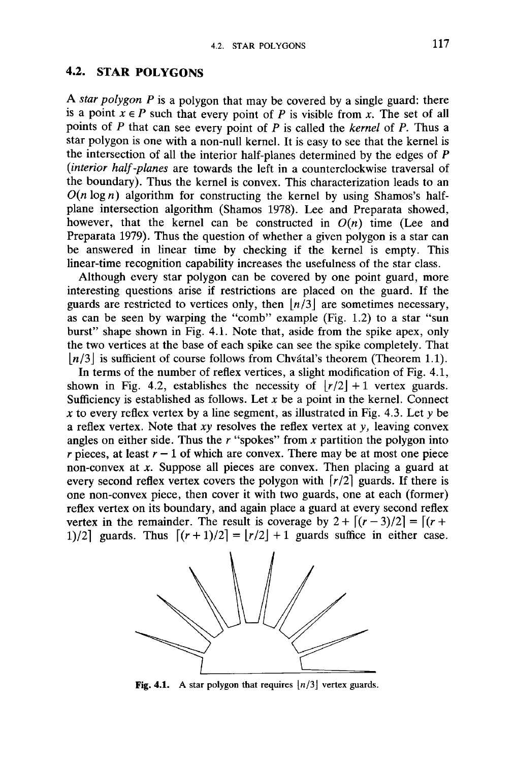## 4.2. STAR POLYGONS

A *star polygon* $P$ is a polygon that may be covered by a single guard: there is a point $x \in P$ such that every point of $P$ is visible from $x$. The set of all points of $P$ that can see every point of $P$ is called the *kernel* of $P$. Thus a star polygon is one with a non-null kernel. It is easy to see that the kernel is the intersection of all the interior half-planes determined by the edges of $P$ (*interior half-planes* are towards the left in a counterclockwise traversal of the boundary). Thus the kernel is convex. This characterization leads to an $O(n \log n)$ algorithm for constructing the kernel by using Shamos's half-plane intersection algorithm (Shamos 1978). Lee and Preparata showed, however, that the kernel can be constructed in $O(n)$ time (Lee and Preparata 1979). Thus the question of whether a given polygon is a star can be answered in linear time by checking if the kernel is empty. This linear-time recognition capability increases the usefulness of the star class.

Although every star polygon can be covered by one point guard, more interesting questions arise if restrictions are placed on the guard. If the guards are restricted to vertices only, then $\lfloor n/3 \rfloor$ are sometimes necessary, as can be seen by warping the "comb" example (Fig. 1.2) to a star "sun burst" shape shown in Fig. 4.1. Note that, aside from the spike apex, only the two vertices at the base of each spike can see the spike completely. That $\lfloor n/3 \rfloor$ is sufficient of course follows from Chvátal's theorem (Theorem 1.1).

In terms of the number of reflex vertices, a slight modification of Fig. 4.1, shown in Fig. 4.2, establishes the necessity of $\lfloor r/2 \rfloor + 1$ vertex guards. Sufficiency is established as follows. Let $x$ be a point in the kernel. Connect $x$ to every reflex vertex by a line segment, as illustrated in Fig. 4.3. Let $y$ be a reflex vertex. Note that $xy$ resolves the reflex vertex at $y$, leaving convex angles on either side. Thus the $r$ "spokes" from $x$ partition the polygon into $r$ pieces, at least $r - 1$ of which are convex. There may be at most one piece non-convex at $x$. Suppose all pieces are convex. Then placing a guard at every second reflex vertex covers the polygon with $\lceil r/2 \rceil$ guards. If there is one non-convex piece, then cover it with two guards, one at each (former) reflex vertex on its boundary, and again place a guard at every second reflex vertex in the remainder. The result is coverage by $2 + \lceil (r-3)/2 \rceil = \lceil (r+1)/2 \rceil$ guards. Thus $\lceil (r+1)/2 \rceil = \lfloor r/2 \rfloor + 1$ guards suffice in either case.

**Fig. 4.1.** A star polygon that requires $\lfloor n/3 \rfloor$ vertex guards.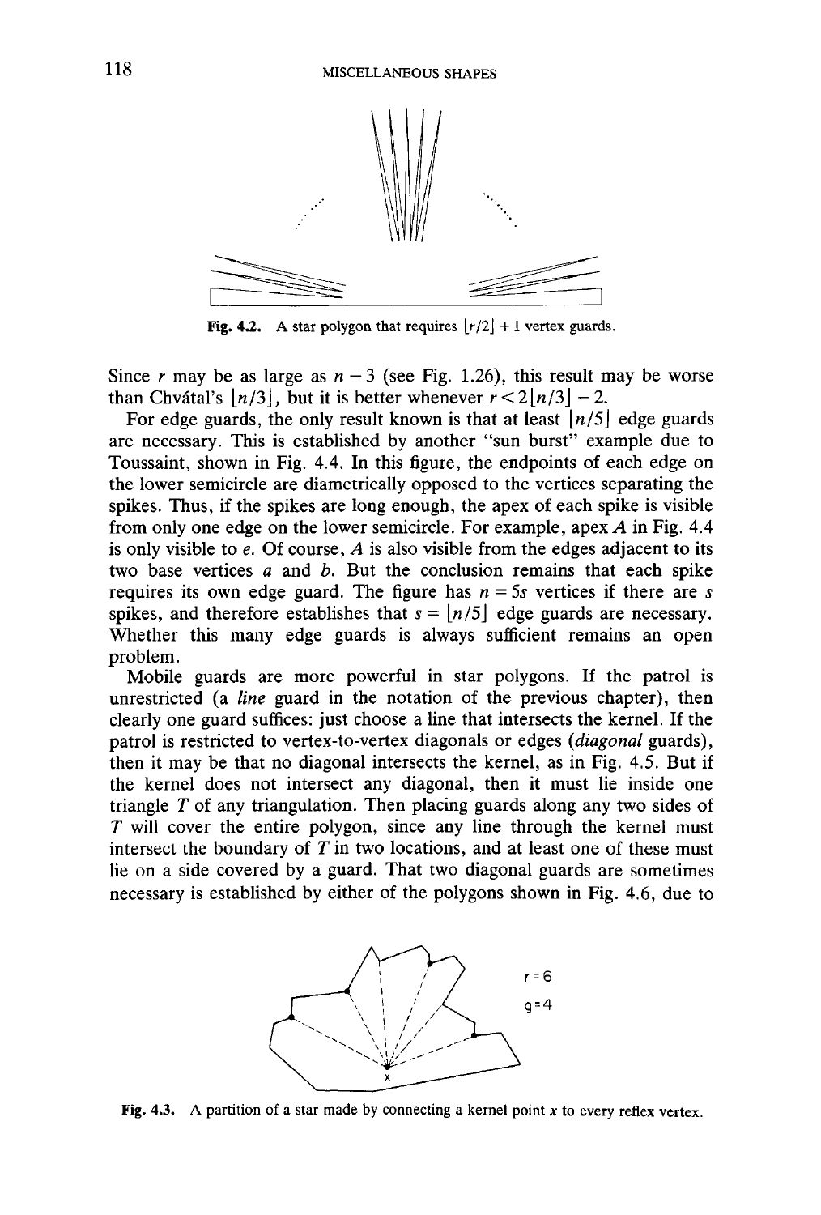Fig. 4.2. A star polygon that requires $\lfloor r/2 \rfloor + 1$ vertex guards.

Since $r$ may be as large as $n-3$ (see Fig. 1.26), this result may be worse than Chvátal's $\lfloor n/3 \rfloor$, but it is better whenever $r < 2\lfloor n/3 \rfloor - 2$.

For edge guards, the only result known is that at least $\lfloor n/5 \rfloor$ edge guards are necessary. This is established by another "sun burst" example due to Toussaint, shown in Fig. 4.4. In this figure, the endpoints of each edge on the lower semicircle are diametrically opposed to the vertices separating the spikes. Thus, if the spikes are long enough, the apex of each spike is visible from only one edge on the lower semicircle. For example, apex $A$ in Fig. 4.4 is only visible to $e$. Of course, $A$ is also visible from the edges adjacent to its two base vertices $a$ and $b$. But the conclusion remains that each spike requires its own edge guard. The figure has $n = 5s$ vertices if there are $s$ spikes, and therefore establishes that $s = \lfloor n/5 \rfloor$ edge guards are necessary. Whether this many edge guards is always sufficient remains an open problem.

Mobile guards are more powerful in star polygons. If the patrol is unrestricted (a *line* guard in the notation of the previous chapter), then clearly one guard suffices: just choose a line that intersects the kernel. If the patrol is restricted to vertex-to-vertex diagonals or edges (*diagonal* guards), then it may be that no diagonal intersects the kernel, as in Fig. 4.5. But if the kernel does not intersect any diagonal, then it must lie inside one triangle $T$ of any triangulation. Then placing guards along any two sides of $T$ will cover the entire polygon, since any line through the kernel must intersect the boundary of $T$ in two locations, and at least one of these must lie on a side covered by a guard. That two diagonal guards are sometimes necessary is established by either of the polygons shown in Fig. 4.6, due to

Fig. 4.3. A partition of a star made by connecting a kernel point $x$ to every reflex vertex.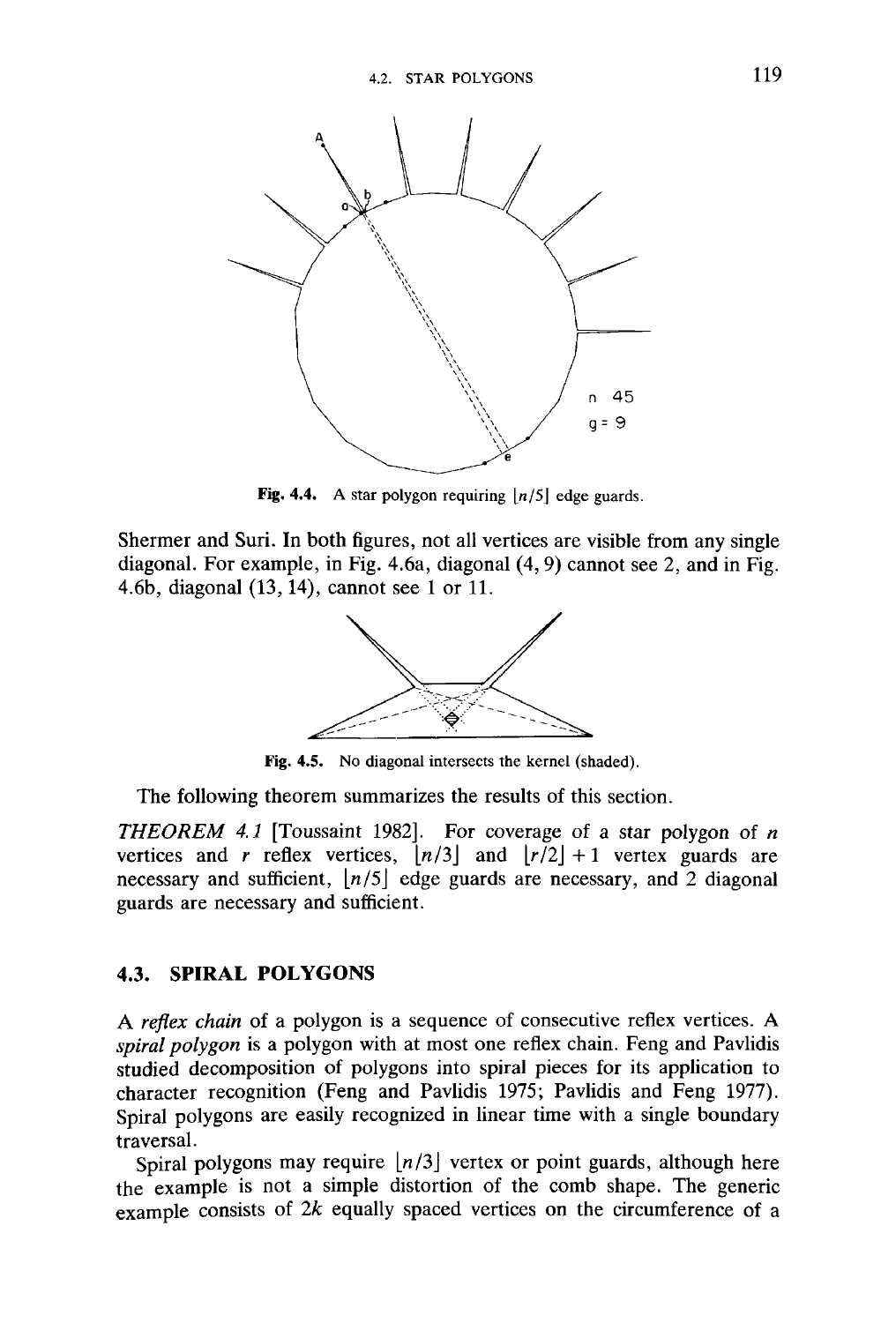Fig. 4.4. A star polygon requiring $\lfloor n/5 \rfloor$ edge guards.

Shermer and Suri. In both figures, not all vertices are visible from any single diagonal. For example, in Fig. 4.6a, diagonal (4, 9) cannot see 2, and in Fig. 4.6b, diagonal (13, 14), cannot see 1 or 11.

Fig. 4.5. No diagonal intersects the kernel (shaded).

The following theorem summarizes the results of this section.

*THEOREM 4.1* [Toussaint 1982]. For coverage of a star polygon of $n$ vertices and $r$ reflex vertices, $\lfloor n/3 \rfloor$ and $\lfloor r/2 \rfloor + 1$ vertex guards are necessary and sufficient, $\lfloor n/5 \rfloor$ edge guards are necessary, and 2 diagonal guards are necessary and sufficient.

## 4.3. SPIRAL POLYGONS

A *reflex chain* of a polygon is a sequence of consecutive reflex vertices. A *spiral polygon* is a polygon with at most one reflex chain. Feng and Pavlidis studied decomposition of polygons into spiral pieces for its application to character recognition (Feng and Pavlidis 1975; Pavlidis and Feng 1977). Spiral polygons are easily recognized in linear time with a single boundary traversal.

Spiral polygons may require $\lfloor n/3 \rfloor$ vertex or point guards, although here the example is not a simple distortion of the comb shape. The generic example consists of $2k$ equally spaced vertices on the circumference of a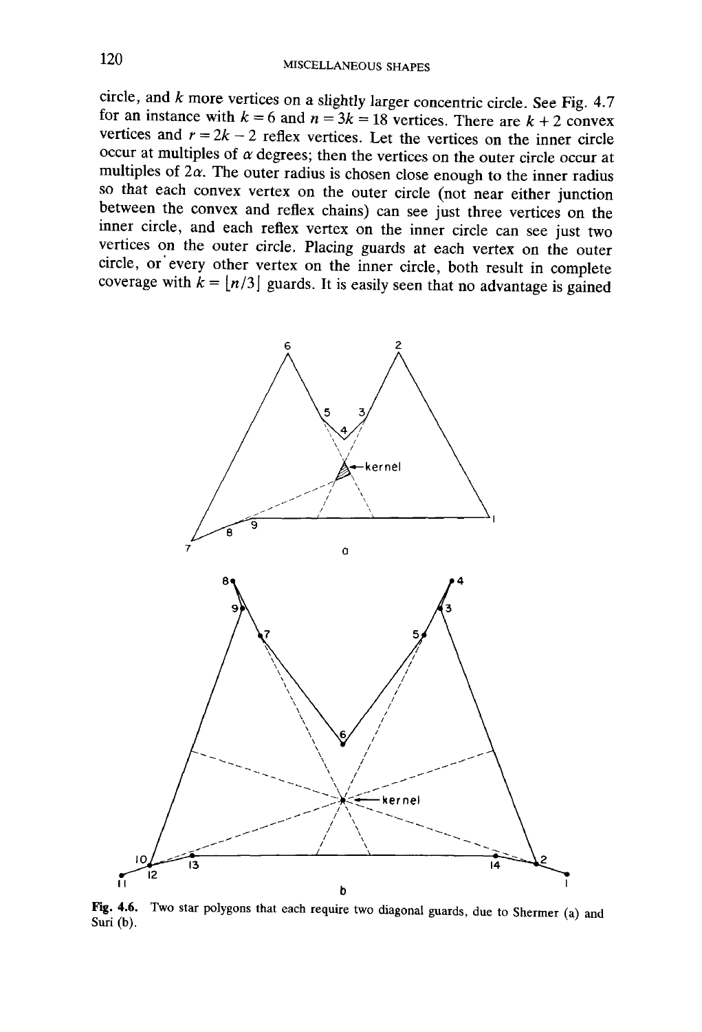circle, and $k$ more vertices on a slightly larger concentric circle. See Fig. 4.7 for an instance with $k = 6$ and $n = 3k = 18$ vertices. There are $k + 2$ convex vertices and $r = 2k - 2$ reflex vertices. Let the vertices on the inner circle occur at multiples of $\alpha$ degrees; then the vertices on the outer circle occur at multiples of $2\alpha$. The outer radius is chosen close enough to the inner radius so that each convex vertex on the outer circle (not near either junction between the convex and reflex chains) can see just three vertices on the inner circle, and each reflex vertex on the inner circle can see just two vertices on the outer circle. Placing guards at each vertex on the outer circle, or every other vertex on the inner circle, both result in complete coverage with $k = \lfloor n/3 \rfloor$ guards. It is easily seen that no advantage is gained

Fig. 4.6. Two star polygons that each require two diagonal guards, due to Shermer (a) and Suri (b).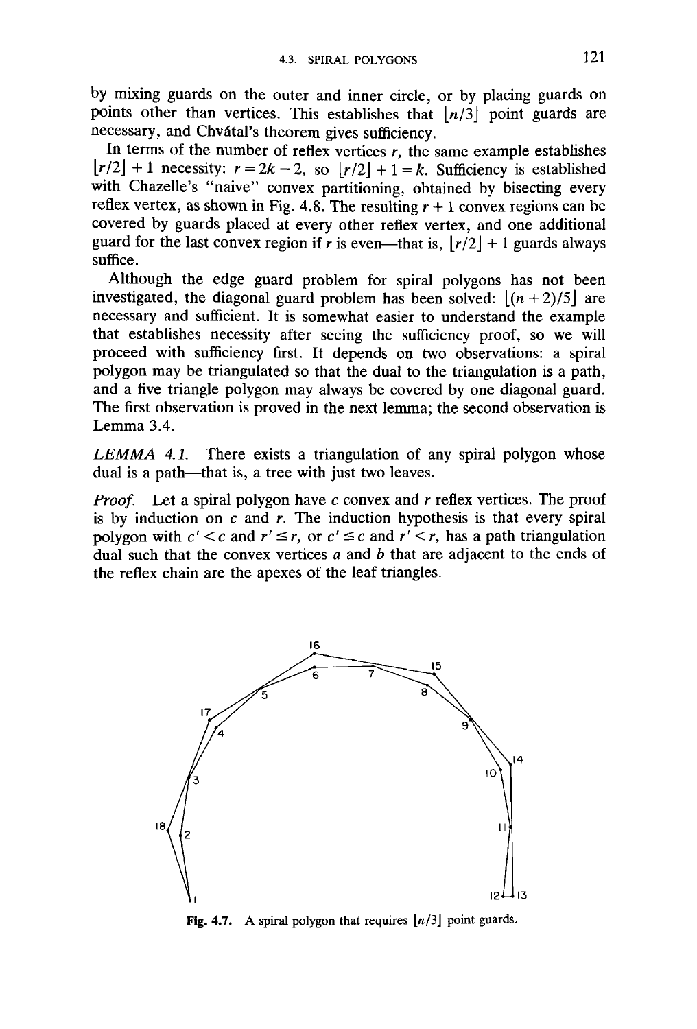by mixing guards on the outer and inner circle, or by placing guards on points other than vertices. This establishes that $\lfloor n/3 \rfloor$ point guards are necessary, and Chvátal's theorem gives sufficiency.

In terms of the number of reflex vertices $r$, the same example establishes $\lfloor r/2 \rfloor + 1$ necessity: $r = 2k - 2$, so $\lfloor r/2 \rfloor + 1 = k$. Sufficiency is established with Chazelle's "naive" convex partitioning, obtained by bisecting every reflex vertex, as shown in Fig. 4.8. The resulting $r + 1$ convex regions can be covered by guards placed at every other reflex vertex, and one additional guard for the last convex region if $r$ is even—that is, $\lfloor r/2 \rfloor + 1$ guards always suffice.

Although the edge guard problem for spiral polygons has not been investigated, the diagonal guard problem has been solved: $\lfloor (n+2)/5 \rfloor$ are necessary and sufficient. It is somewhat easier to understand the example that establishes necessity after seeing the sufficiency proof, so we will proceed with sufficiency first. It depends on two observations: a spiral polygon may be triangulated so that the dual to the triangulation is a path, and a five triangle polygon may always be covered by one diagonal guard. The first observation is proved in the next lemma; the second observation is Lemma 3.4.

*LEMMA 4.1.* There exists a triangulation of any spiral polygon whose dual is a path—that is, a tree with just two leaves.

*Proof.* Let a spiral polygon have $c$ convex and $r$ reflex vertices. The proof is by induction on $c$ and $r$. The induction hypothesis is that every spiral polygon with $c' < c$ and $r' \leq r$, or $c' \leq c$ and $r' < r$, has a path triangulation dual such that the convex vertices $a$ and $b$ that are adjacent to the ends of the reflex chain are the apexes of the leaf triangles.

**Fig. 4.7.** A spiral polygon that requires $\lfloor n/3 \rfloor$ point guards.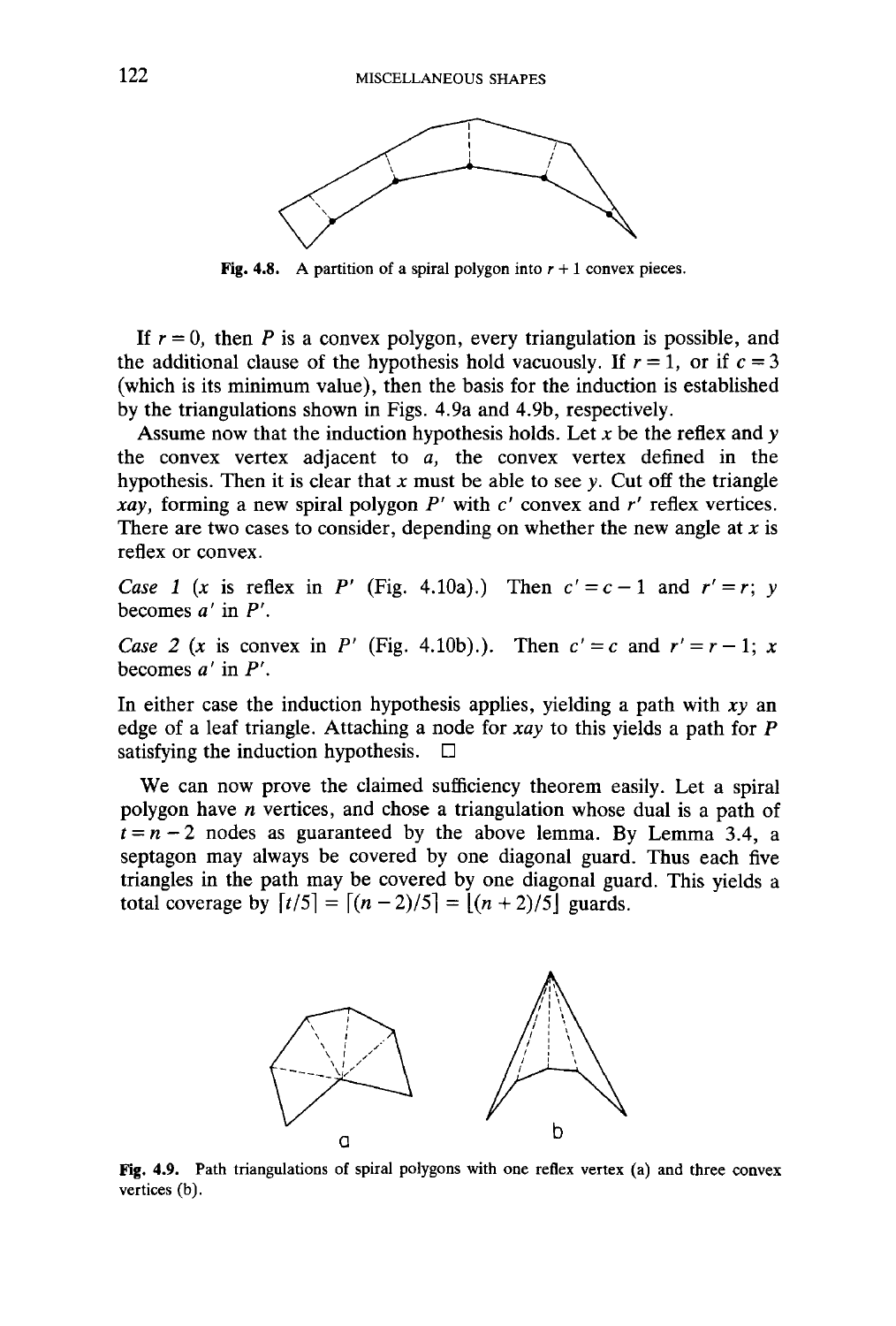Fig. 4.8. A partition of a spiral polygon into $r + 1$ convex pieces.

If $r = 0$, then $P$ is a convex polygon, every triangulation is possible, and the additional clause of the hypothesis hold vacuously. If $r = 1$, or if $c = 3$ (which is its minimum value), then the basis for the induction is established by the triangulations shown in Figs. 4.9a and 4.9b, respectively.

Assume now that the induction hypothesis holds. Let $x$ be the reflex and $y$ the convex vertex adjacent to $a$, the convex vertex defined in the hypothesis. Then it is clear that $x$ must be able to see $y$. Cut off the triangle $xay$, forming a new spiral polygon $P'$ with $c'$ convex and $r'$ reflex vertices. There are two cases to consider, depending on whether the new angle at $x$ is reflex or convex.

*Case 1* ($x$ is reflex in $P'$ (Fig. 4.10a).) Then $c' = c - 1$ and $r' = r$; $y$ becomes $a'$ in $P'$.

*Case 2* ($x$ is convex in $P'$ (Fig. 4.10b).). Then $c' = c$ and $r' = r - 1$; $x$ becomes $a'$ in $P'$.

In either case the induction hypothesis applies, yielding a path with $xy$ an edge of a leaf triangle. Attaching a node for $xay$ to this yields a path for $P$ satisfying the induction hypothesis. □

We can now prove the claimed sufficiency theorem easily. Let a spiral polygon have $n$ vertices, and chose a triangulation whose dual is a path of $t = n - 2$ nodes as guaranteed by the above lemma. By Lemma 3.4, a septagon may always be covered by one diagonal guard. Thus each five triangles in the path may be covered by one diagonal guard. This yields a total coverage by $\lceil t/5 \rceil = \lceil (n-2)/5 \rceil = \lfloor (n+2)/5 \rfloor$ guards.

Fig. 4.9. Path triangulations of spiral polygons with one reflex vertex (a) and three convex vertices (b).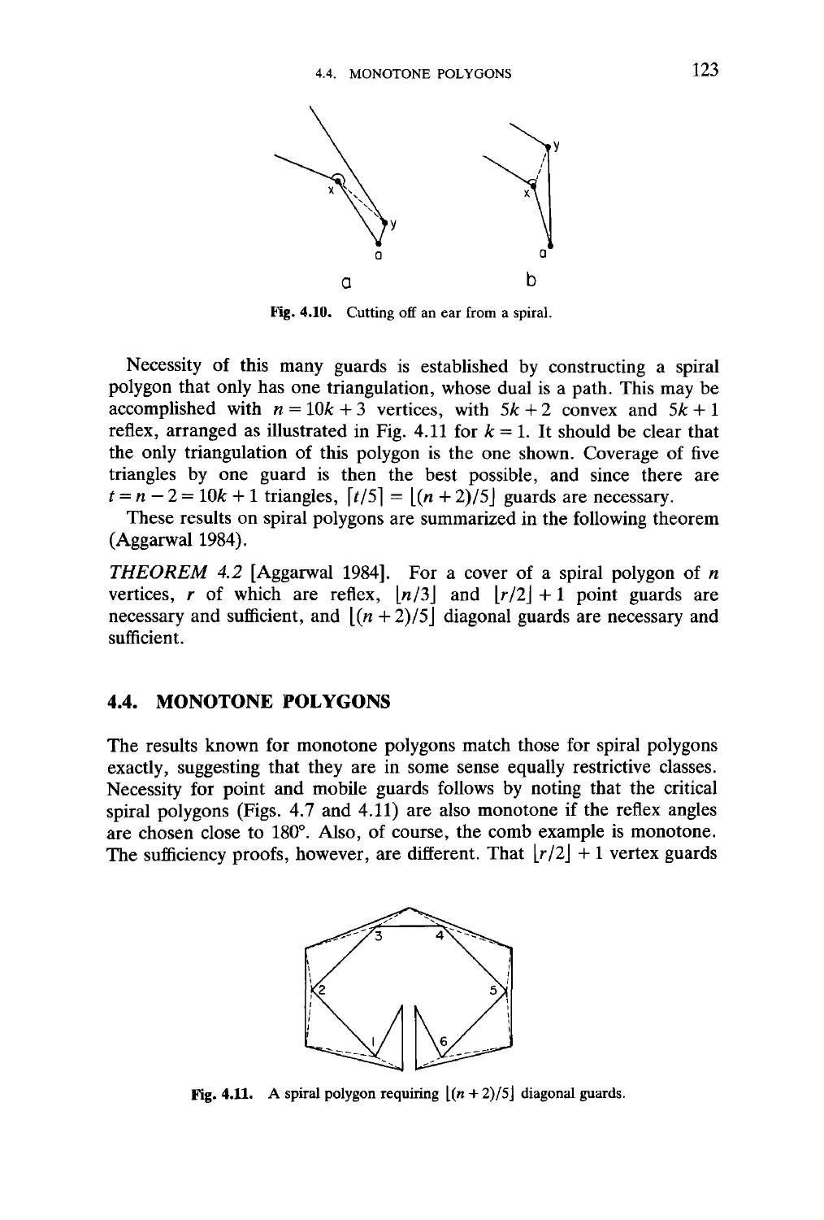Fig. 4.10. Cutting off an ear from a spiral.

Necessity of this many guards is established by constructing a spiral polygon that only has one triangulation, whose dual is a path. This may be accomplished with $n = 10k + 3$ vertices, with $5k + 2$ convex and $5k + 1$ reflex, arranged as illustrated in Fig. 4.11 for $k = 1$. It should be clear that the only triangulation of this polygon is the one shown. Coverage of five triangles by one guard is then the best possible, and since there are $t = n - 2 = 10k + 1$ triangles, $\lceil t/5 \rceil = \lfloor (n + 2)/5 \rfloor$ guards are necessary.

These results on spiral polygons are summarized in the following theorem (Aggarwal 1984).

*THEOREM 4.2* [Aggarwal 1984]. For a cover of a spiral polygon of $n$ vertices, $r$ of which are reflex, $\lfloor n/3 \rfloor$ and $\lfloor r/2 \rfloor + 1$ point guards are necessary and sufficient, and $\lfloor (n + 2)/5 \rfloor$ diagonal guards are necessary and sufficient.

## 4.4. MONOTONE POLYGONS

The results known for monotone polygons match those for spiral polygons exactly, suggesting that they are in some sense equally restrictive classes. Necessity for point and mobile guards follows by noting that the critical spiral polygons (Figs. 4.7 and 4.11) are also monotone if the reflex angles are chosen close to 180°. Also, of course, the comb example is monotone. The sufficiency proofs, however, are different. That $\lfloor r/2 \rfloor + 1$ vertex guards

Fig. 4.11. A spiral polygon requiring $\lfloor (n + 2)/5 \rfloor$ diagonal guards.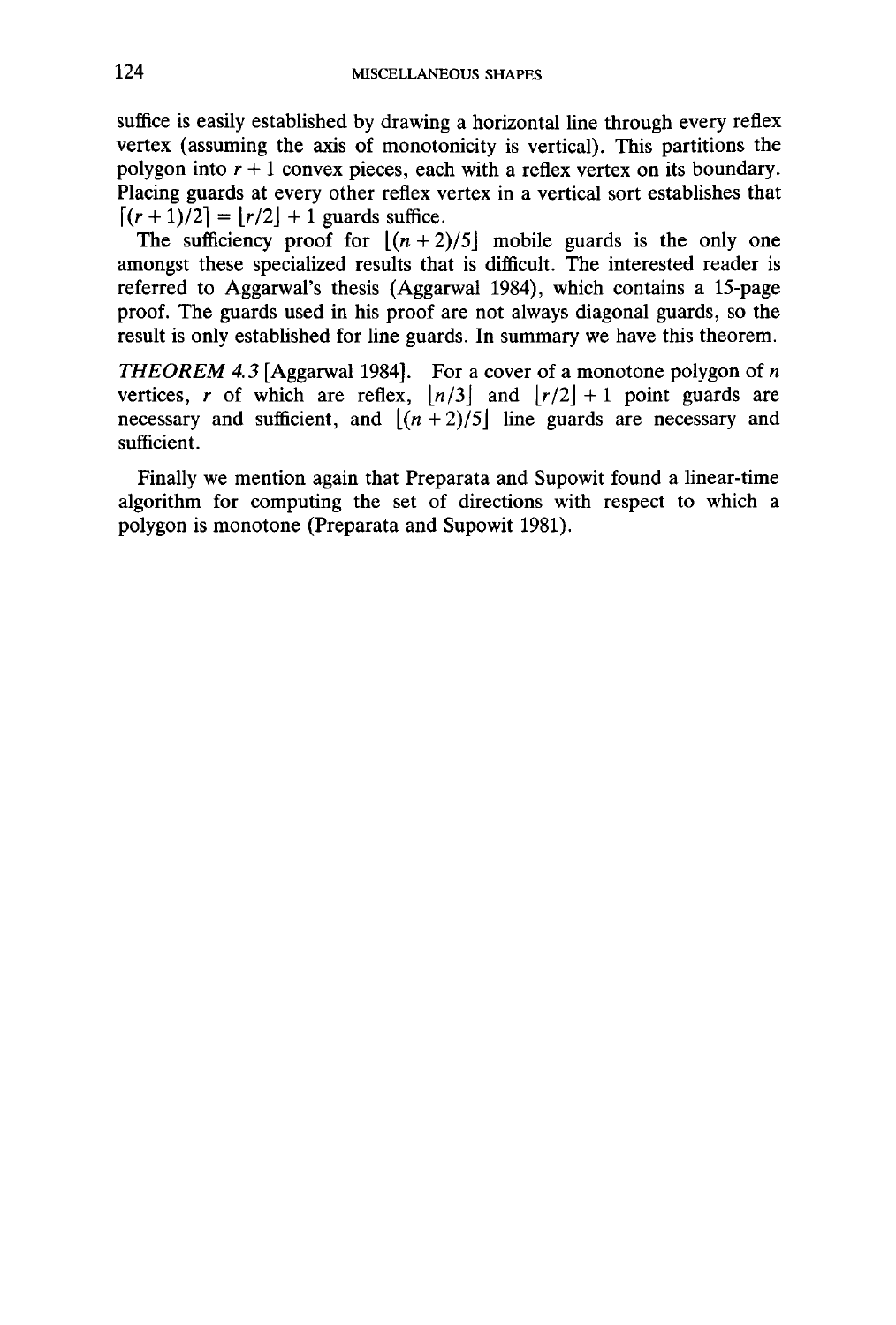suffice is easily established by drawing a horizontal line through every reflex vertex (assuming the axis of monotonicity is vertical). This partitions the polygon into $r + 1$ convex pieces, each with a reflex vertex on its boundary. Placing guards at every other reflex vertex in a vertical sort establishes that $\lceil (r+1)/2 \rceil = \lfloor r/2 \rfloor + 1$ guards suffice.

The sufficiency proof for $\lfloor (n+2)/5 \rfloor$ mobile guards is the only one amongst these specialized results that is difficult. The interested reader is referred to Aggarwal's thesis (Aggarwal 1984), which contains a 15-page proof. The guards used in his proof are not always diagonal guards, so the result is only established for line guards. In summary we have this theorem.

*THEOREM 4.3* [Aggarwal 1984]. For a cover of a monotone polygon of $n$ vertices, $r$ of which are reflex, $\lfloor n/3 \rfloor$ and $\lfloor r/2 \rfloor + 1$ point guards are necessary and sufficient, and $\lfloor (n+2)/5 \rfloor$ line guards are necessary and sufficient.

Finally we mention again that Preparata and Supowit found a linear-time algorithm for computing the set of directions with respect to which a polygon is monotone (Preparata and Supowit 1981).